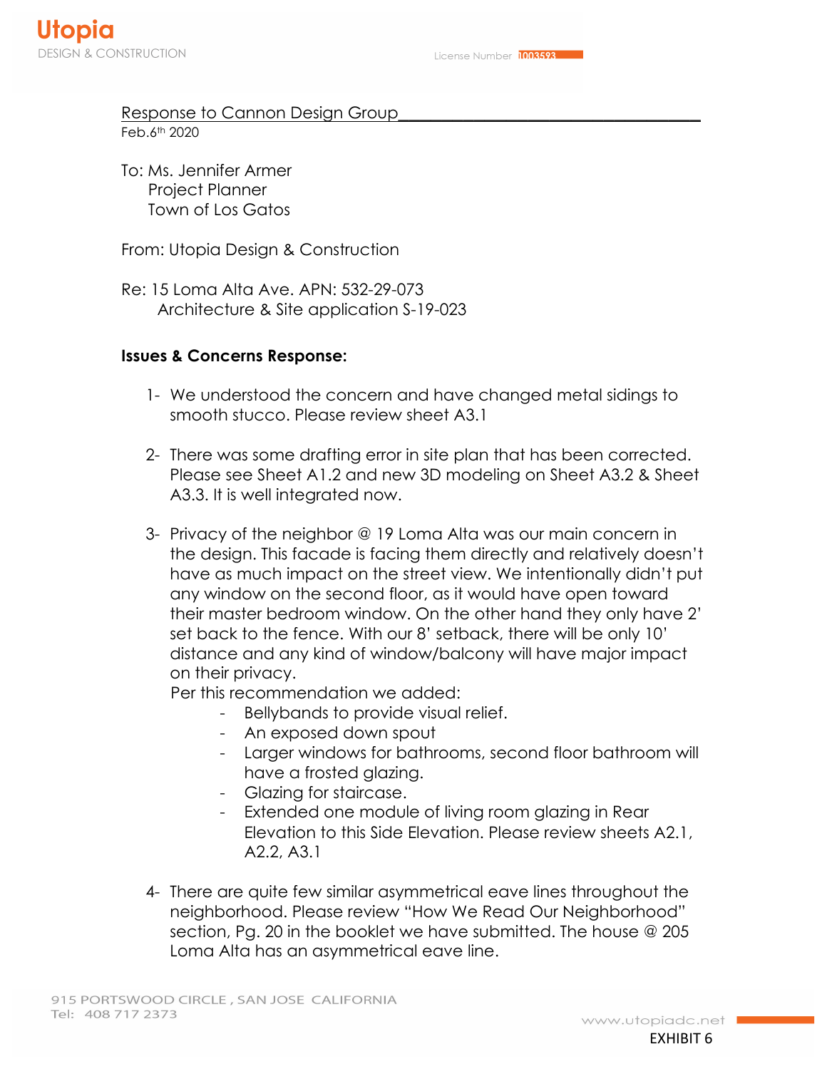**Utopia**
DESIGN & CONSTRUCTION

License Number 1003593

Response to Cannon Design Group
Feb.6th 2020

To: Ms. Jennifer Armer
Project Planner
Town of Los Gatos

From: Utopia Design & Construction

Re: 15 Loma Alta Ave. APN: 532-29-073
Architecture & Site application S-19-023

**Issues & Concerns Response:**

1- We understood the concern and have changed metal sidings to smooth stucco. Please review sheet A3.1

2- There was some drafting error in site plan that has been corrected. Please see Sheet A1.2 and new 3D modeling on Sheet A3.2 & Sheet A3.3. It is well integrated now.

3- Privacy of the neighbor @ 19 Loma Alta was our main concern in the design. This facade is facing them directly and relatively doesn't have as much impact on the street view. We intentionally didn't put any window on the second floor, as it would have open toward their master bedroom window. On the other hand they only have 2' set back to the fence. With our 8' setback, there will be only 10' distance and any kind of window/balcony will have major impact on their privacy.
Per this recommendation we added:
   - Bellybands to provide visual relief.
   - An exposed down spout
   - Larger windows for bathrooms, second floor bathroom will have a frosted glazing.
   - Glazing for staircase.
   - Extended one module of living room glazing in Rear Elevation to this Side Elevation. Please review sheets A2.1, A2.2, A3.1

4- There are quite few similar asymmetrical eave lines throughout the neighborhood. Please review "How We Read Our Neighborhood" section, Pg. 20 in the booklet we have submitted. The house @ 205 Loma Alta has an asymmetrical eave line.

915 PORTSWOOD CIRCLE , SAN JOSE CALIFORNIA
Tel: 408 717 2373

www.utopiadc.net

EXHIBIT 6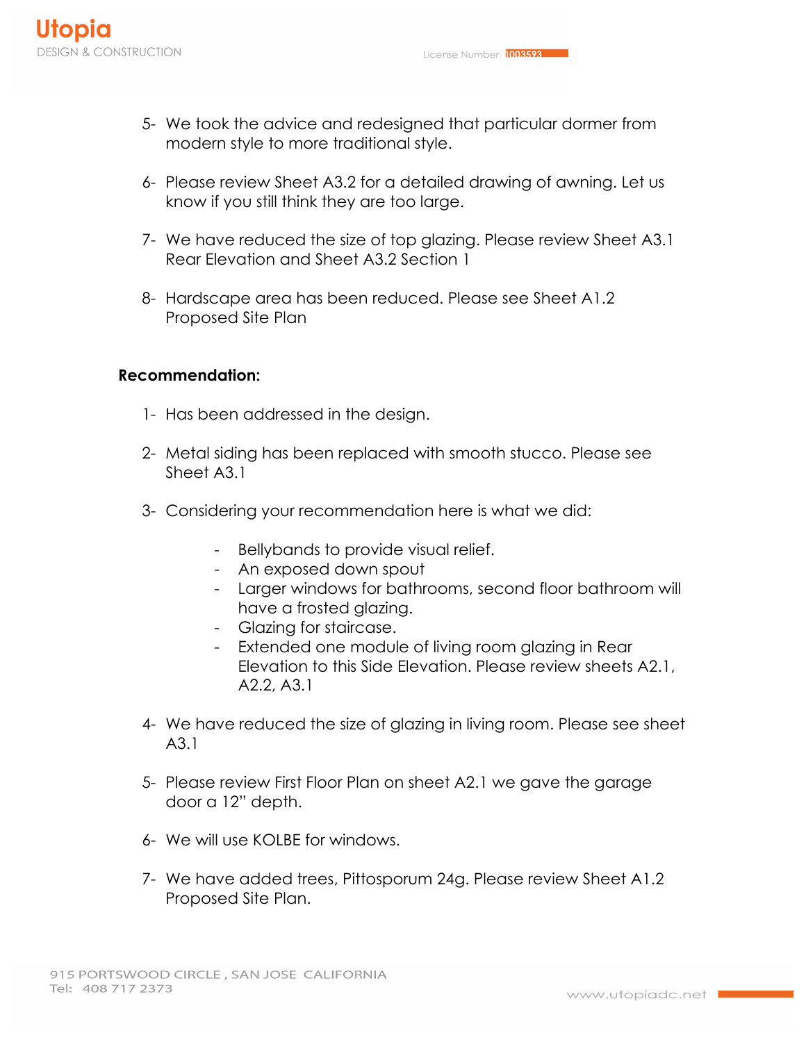5- We took the advice and redesigned that particular dormer from modern style to more traditional style.

6- Please review Sheet A3.2 for a detailed drawing of awning. Let us know if you still think they are too large.

7- We have reduced the size of top glazing. Please review Sheet A3.1 Rear Elevation and Sheet A3.2 Section 1

8- Hardscape area has been reduced. Please see Sheet A1.2 Proposed Site Plan

**Recommendation:**

1- Has been addressed in the design.

2- Metal siding has been replaced with smooth stucco. Please see Sheet A3.1

3- Considering your recommendation here is what we did:

- Bellybands to provide visual relief.
- An exposed down spout
- Larger windows for bathrooms, second floor bathroom will have a frosted glazing.
- Glazing for staircase.
- Extended one module of living room glazing in Rear Elevation to this Side Elevation. Please review sheets A2.1, A2.2, A3.1

4- We have reduced the size of glazing in living room. Please see sheet A3.1

5- Please review First Floor Plan on sheet A2.1 we gave the garage door a 12" depth.

6- We will use KOLBE for windows.

7- We have added trees, Pittosporum 24g. Please review Sheet A1.2 Proposed Site Plan.